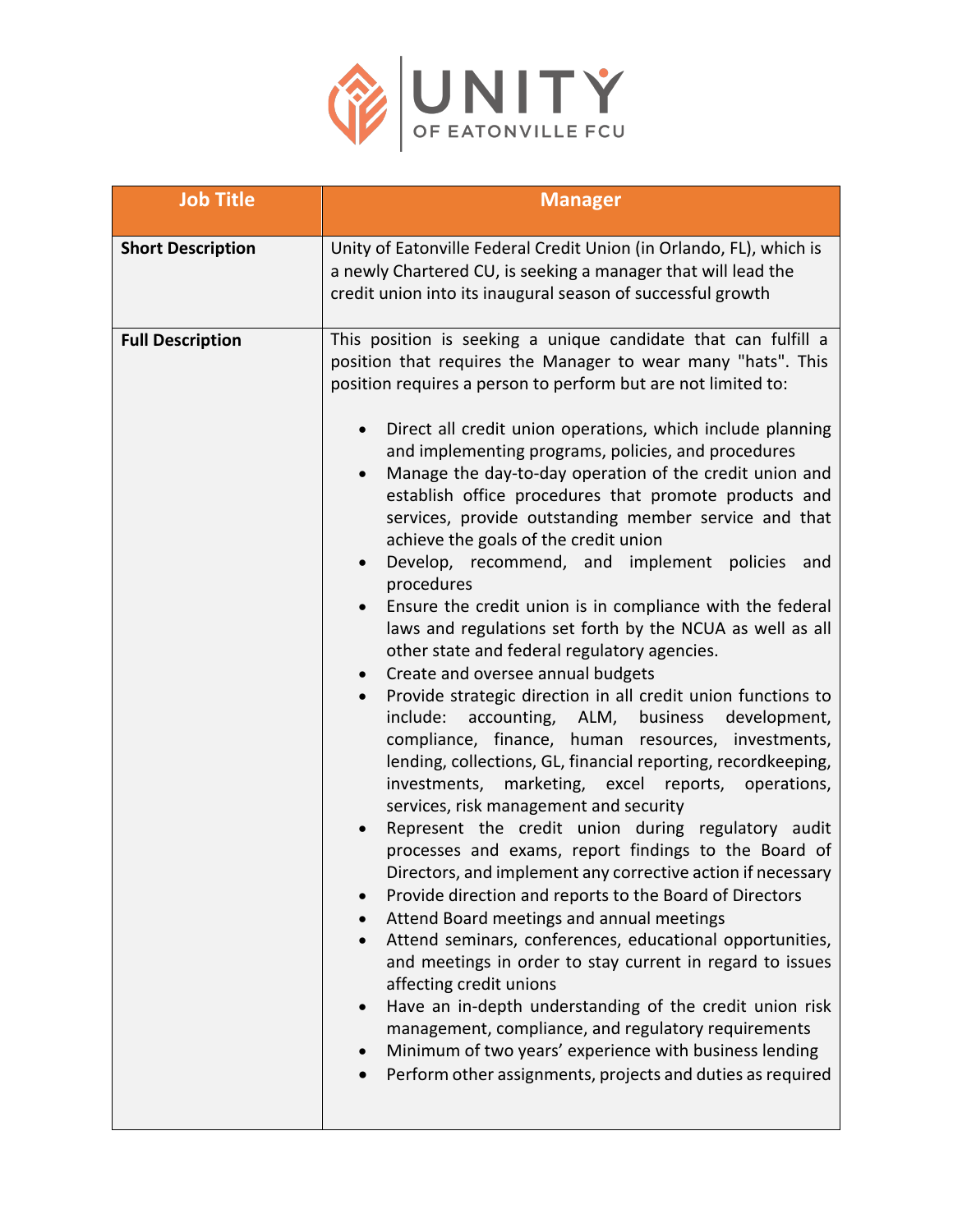# UNITY OF EATONVILLE FCU

| Job Title | Manager |
|---|---|
| **Short Description** | Unity of Eatonville Federal Credit Union (in Orlando, FL), which is a newly Chartered CU, is seeking a manager that will lead the credit union into its inaugural season of successful growth |
| **Full Description** | This position is seeking a unique candidate that can fulfill a position that requires the Manager to wear many "hats". This position requires a person to perform but are not limited to:<br><br>• Direct all credit union operations, which include planning and implementing programs, policies, and procedures<br>• Manage the day-to-day operation of the credit union and establish office procedures that promote products and services, provide outstanding member service and that achieve the goals of the credit union<br>• Develop, recommend, and implement policies and procedures<br>• Ensure the credit union is in compliance with the federal laws and regulations set forth by the NCUA as well as all other state and federal regulatory agencies.<br>• Create and oversee annual budgets<br>• Provide strategic direction in all credit union functions to include: accounting, ALM, business development, compliance, finance, human resources, investments, lending, collections, GL, financial reporting, recordkeeping, investments, marketing, excel reports, operations, services, risk management and security<br>• Represent the credit union during regulatory audit processes and exams, report findings to the Board of Directors, and implement any corrective action if necessary<br>• Provide direction and reports to the Board of Directors<br>• Attend Board meetings and annual meetings<br>• Attend seminars, conferences, educational opportunities, and meetings in order to stay current in regard to issues affecting credit unions<br>• Have an in-depth understanding of the credit union risk management, compliance, and regulatory requirements<br>• Minimum of two years' experience with business lending<br>• Perform other assignments, projects and duties as required |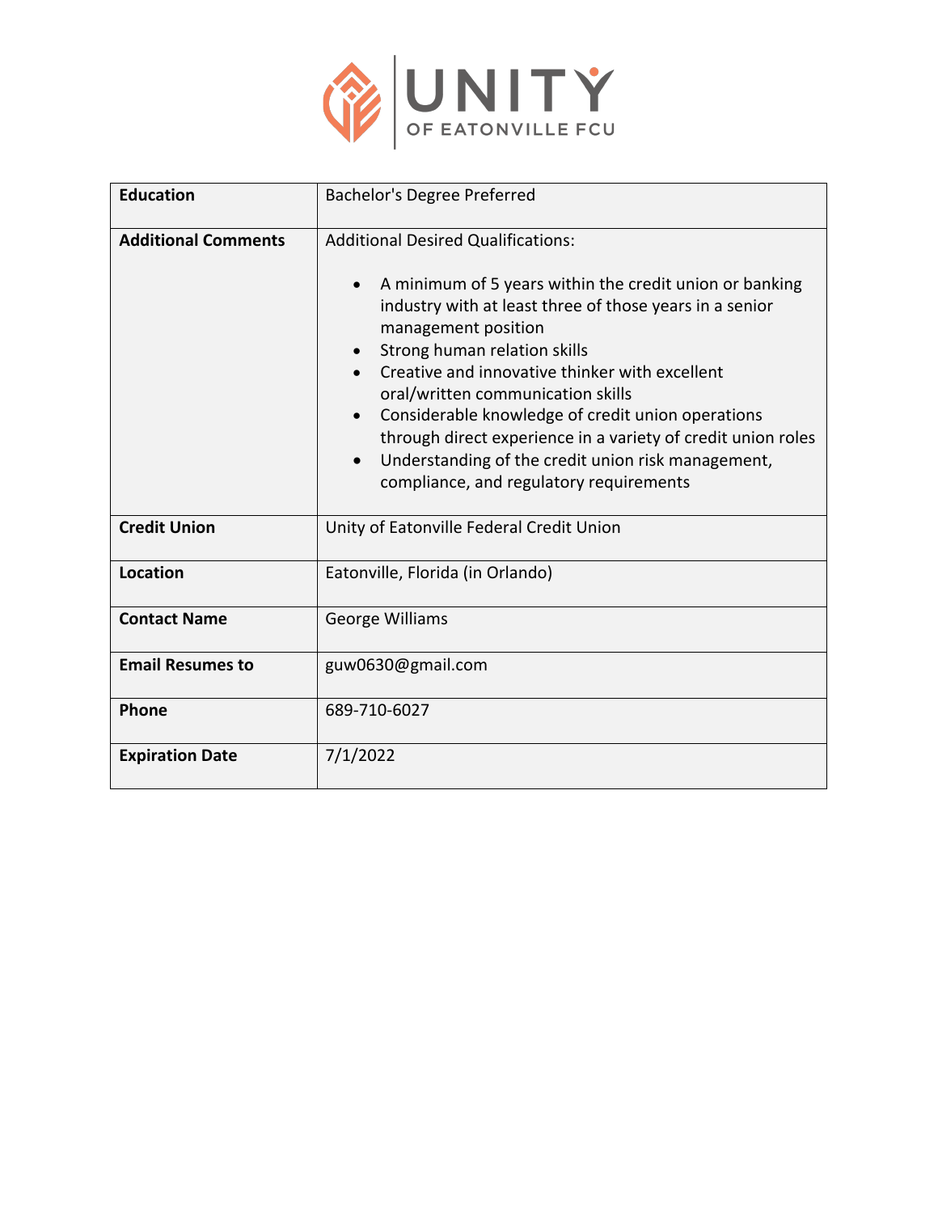| | |
|---|---|
| **Education** | Bachelor's Degree Preferred |
| **Additional Comments** | Additional Desired Qualifications:<br>• A minimum of 5 years within the credit union or banking industry with at least three of those years in a senior management position<br>• Strong human relation skills<br>• Creative and innovative thinker with excellent oral/written communication skills<br>• Considerable knowledge of credit union operations through direct experience in a variety of credit union roles<br>• Understanding of the credit union risk management, compliance, and regulatory requirements |
| **Credit Union** | Unity of Eatonville Federal Credit Union |
| **Location** | Eatonville, Florida (in Orlando) |
| **Contact Name** | George Williams |
| **Email Resumes to** | guw0630@gmail.com |
| **Phone** | 689-710-6027 |
| **Expiration Date** | 7/1/2022 |